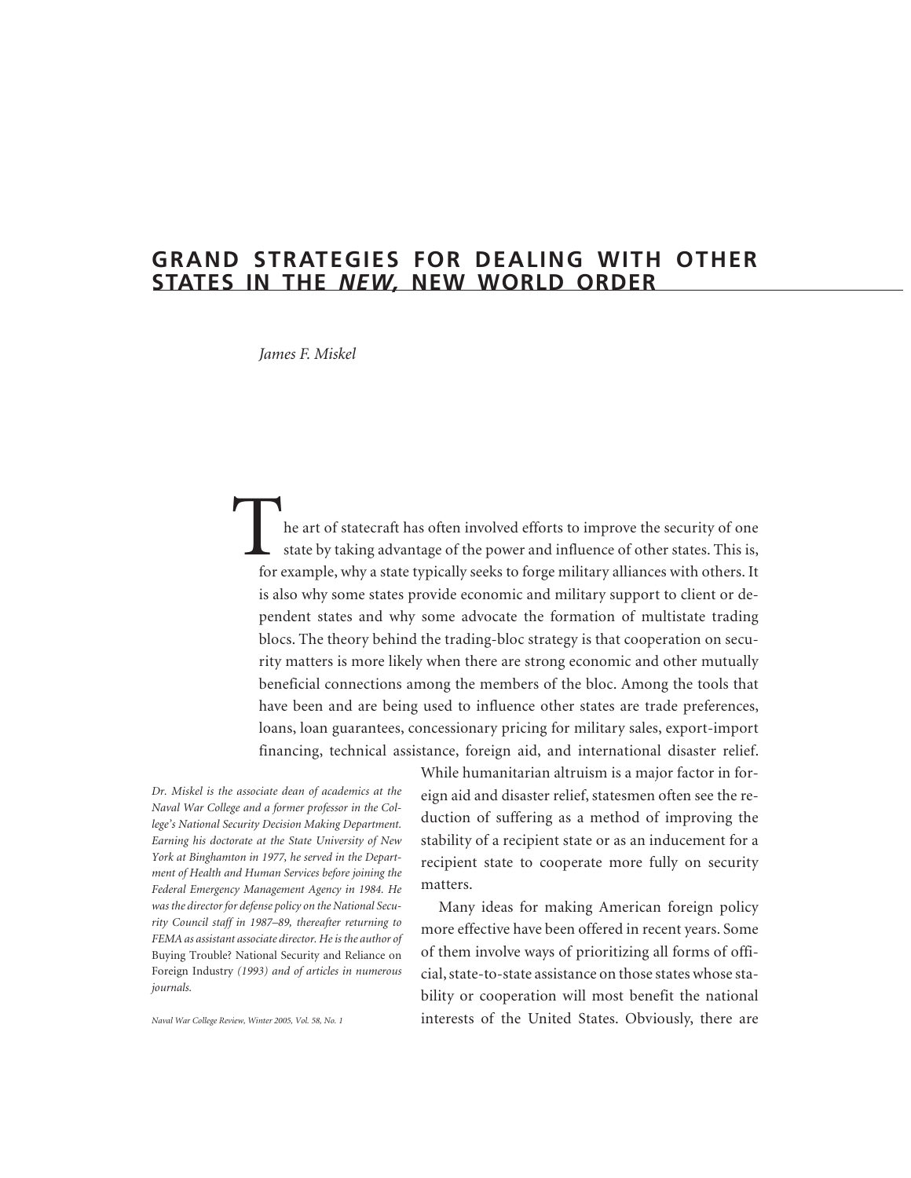# GRAND STRATEGIES FOR DEALING WITH OTHER STATES IN THE *NEW*, NEW WORLD ORDER

*James F. Miskel*

The art of statecraft has often involved efforts to improve the security of one state by taking advantage of the power and influence of other states. This is, for example, why a state typically seeks to forge military alliances with others. It is also why some states provide economic and military support to client or dependent states and why some advocate the formation of multistate trading blocs. The theory behind the trading-bloc strategy is that cooperation on security matters is more likely when there are strong economic and other mutually beneficial connections among the members of the bloc. Among the tools that have been and are being used to influence other states are trade preferences, loans, loan guarantees, concessionary pricing for military sales, export-import financing, technical assistance, foreign aid, and international disaster relief. While humanitarian altruism is a major factor in foreign aid and disaster relief, statesmen often see the reduction of suffering as a method of improving the stability of a recipient state or as an inducement for a recipient state to cooperate more fully on security matters.

Many ideas for making American foreign policy more effective have been offered in recent years. Some of them involve ways of prioritizing all forms of official, state-to-state assistance on those states whose stability or cooperation will most benefit the national interests of the United States. Obviously, there are

*Dr. Miskel is the associate dean of academics at the Naval War College and a former professor in the College's National Security Decision Making Department. Earning his doctorate at the State University of New York at Binghamton in 1977, he served in the Department of Health and Human Services before joining the Federal Emergency Management Agency in 1984. He was the director for defense policy on the National Security Council staff in 1987–89, thereafter returning to FEMA as assistant associate director. He is the author of* Buying Trouble? National Security and Reliance on Foreign Industry *(1993) and of articles in numerous journals.*

*Naval War College Review, Winter 2005, Vol. 58, No. 1*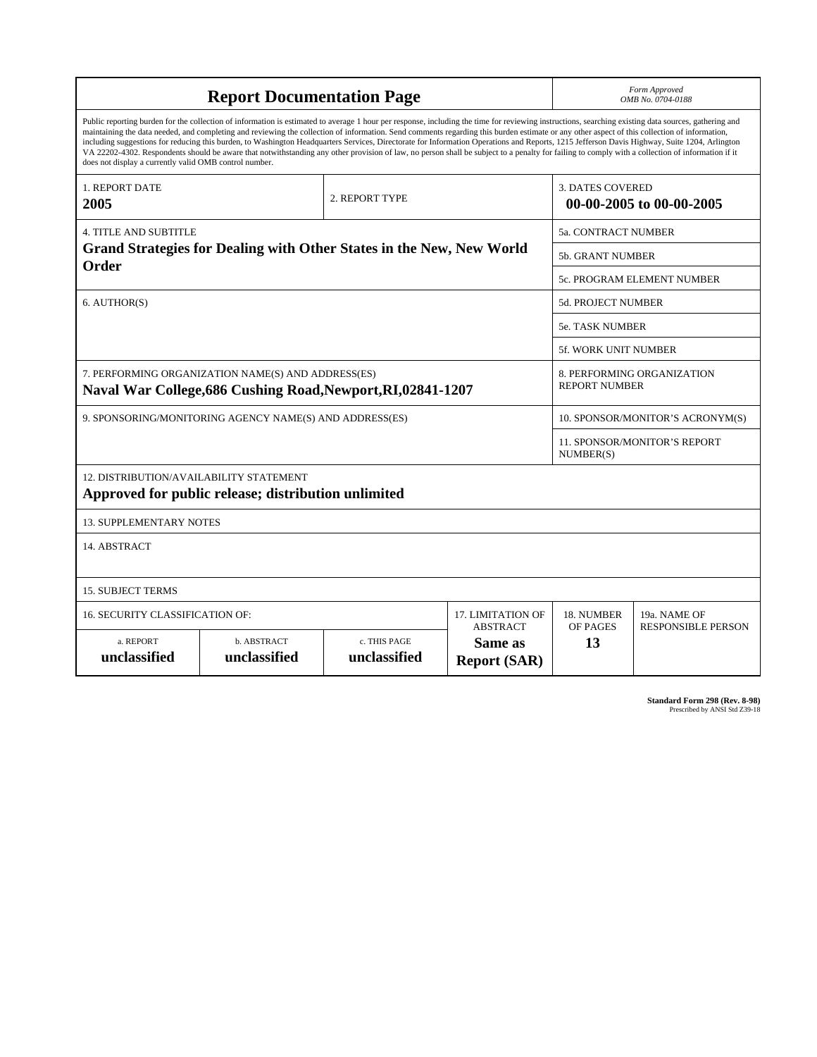# Report Documentation Page

*Form Approved*
*OMB No. 0704-0188*

Public reporting burden for the collection of information is estimated to average 1 hour per response, including the time for reviewing instructions, searching existing data sources, gathering and maintaining the data needed, and completing and reviewing the collection of information. Send comments regarding this burden estimate or any other aspect of this collection of information, including suggestions for reducing this burden, to Washington Headquarters Services, Directorate for Information Operations and Reports, 1215 Jefferson Davis Highway, Suite 1204, Arlington VA 22202-4302. Respondents should be aware that notwithstanding any other provision of law, no person shall be subject to a penalty for failing to comply with a collection of information if it does not display a currently valid OMB control number.

| 1. REPORT DATE | 2. REPORT TYPE | 3. DATES COVERED |
|---|---|---|
| **2005** | | **00-00-2005 to 00-00-2005** |

| 4. TITLE AND SUBTITLE | 5a. CONTRACT NUMBER |
|---|---|
| **Grand Strategies for Dealing with Other States in the New, New World Order** | 5b. GRANT NUMBER |
| | 5c. PROGRAM ELEMENT NUMBER |
| 6. AUTHOR(S) | 5d. PROJECT NUMBER |
| | 5e. TASK NUMBER |
| | 5f. WORK UNIT NUMBER |
| 7. PERFORMING ORGANIZATION NAME(S) AND ADDRESS(ES) **Naval War College,686 Cushing Road,Newport,RI,02841-1207** | 8. PERFORMING ORGANIZATION REPORT NUMBER |
| 9. SPONSORING/MONITORING AGENCY NAME(S) AND ADDRESS(ES) | 10. SPONSOR/MONITOR'S ACRONYM(S) |
| | 11. SPONSOR/MONITOR'S REPORT NUMBER(S) |

12. DISTRIBUTION/AVAILABILITY STATEMENT
**Approved for public release; distribution unlimited**

13. SUPPLEMENTARY NOTES

14. ABSTRACT

15. SUBJECT TERMS

| 16. SECURITY CLASSIFICATION OF: | | | 17. LIMITATION OF ABSTRACT | 18. NUMBER OF PAGES | 19a. NAME OF RESPONSIBLE PERSON |
|---|---|---|---|---|---|
| a. REPORT | b. ABSTRACT | c. THIS PAGE | | | |
| **unclassified** | **unclassified** | **unclassified** | **Same as Report (SAR)** | **13** | |

**Standard Form 298 (Rev. 8-98)**
Prescribed by ANSI Std Z39-18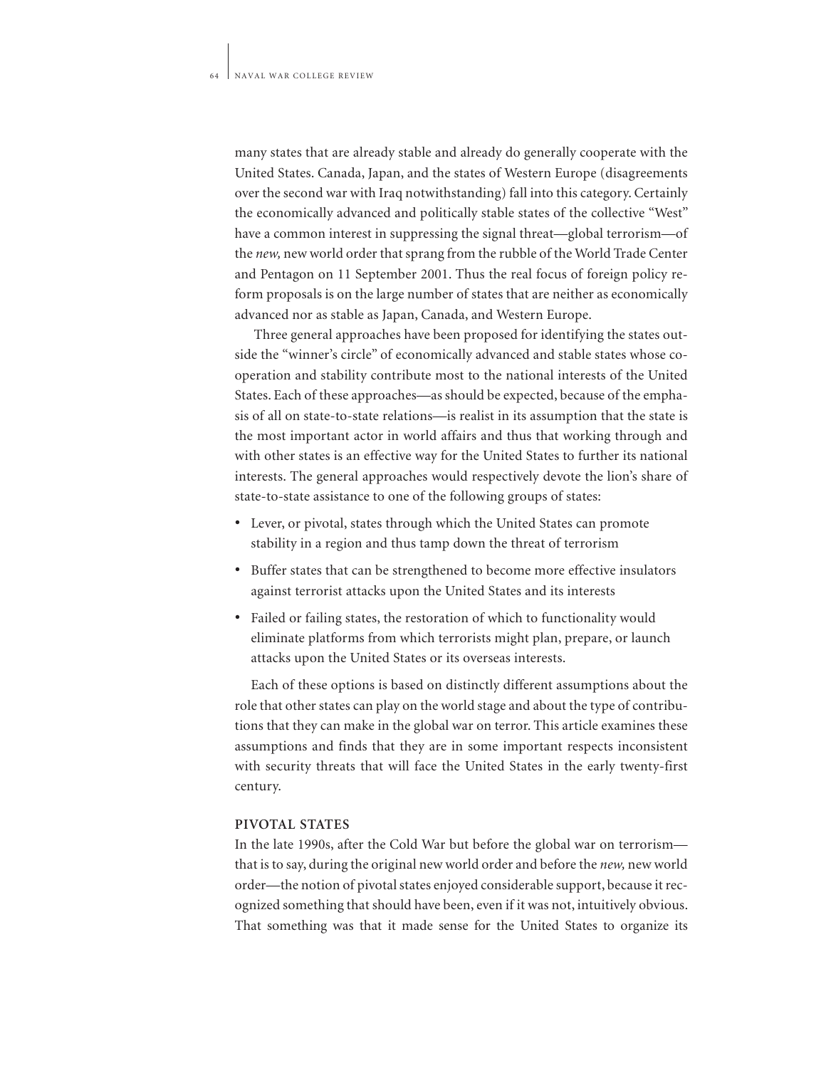many states that are already stable and already do generally cooperate with the United States. Canada, Japan, and the states of Western Europe (disagreements over the second war with Iraq notwithstanding) fall into this category. Certainly the economically advanced and politically stable states of the collective "West" have a common interest in suppressing the signal threat—global terrorism—of the *new,* new world order that sprang from the rubble of the World Trade Center and Pentagon on 11 September 2001. Thus the real focus of foreign policy reform proposals is on the large number of states that are neither as economically advanced nor as stable as Japan, Canada, and Western Europe.

Three general approaches have been proposed for identifying the states outside the "winner's circle" of economically advanced and stable states whose cooperation and stability contribute most to the national interests of the United States. Each of these approaches—as should be expected, because of the emphasis of all on state-to-state relations—is realist in its assumption that the state is the most important actor in world affairs and thus that working through and with other states is an effective way for the United States to further its national interests. The general approaches would respectively devote the lion's share of state-to-state assistance to one of the following groups of states:

- Lever, or pivotal, states through which the United States can promote stability in a region and thus tamp down the threat of terrorism
- Buffer states that can be strengthened to become more effective insulators against terrorist attacks upon the United States and its interests
- Failed or failing states, the restoration of which to functionality would eliminate platforms from which terrorists might plan, prepare, or launch attacks upon the United States or its overseas interests.

Each of these options is based on distinctly different assumptions about the role that other states can play on the world stage and about the type of contributions that they can make in the global war on terror. This article examines these assumptions and finds that they are in some important respects inconsistent with security threats that will face the United States in the early twenty-first century.

## PIVOTAL STATES

In the late 1990s, after the Cold War but before the global war on terrorism—that is to say, during the original new world order and before the *new,* new world order—the notion of pivotal states enjoyed considerable support, because it recognized something that should have been, even if it was not, intuitively obvious. That something was that it made sense for the United States to organize its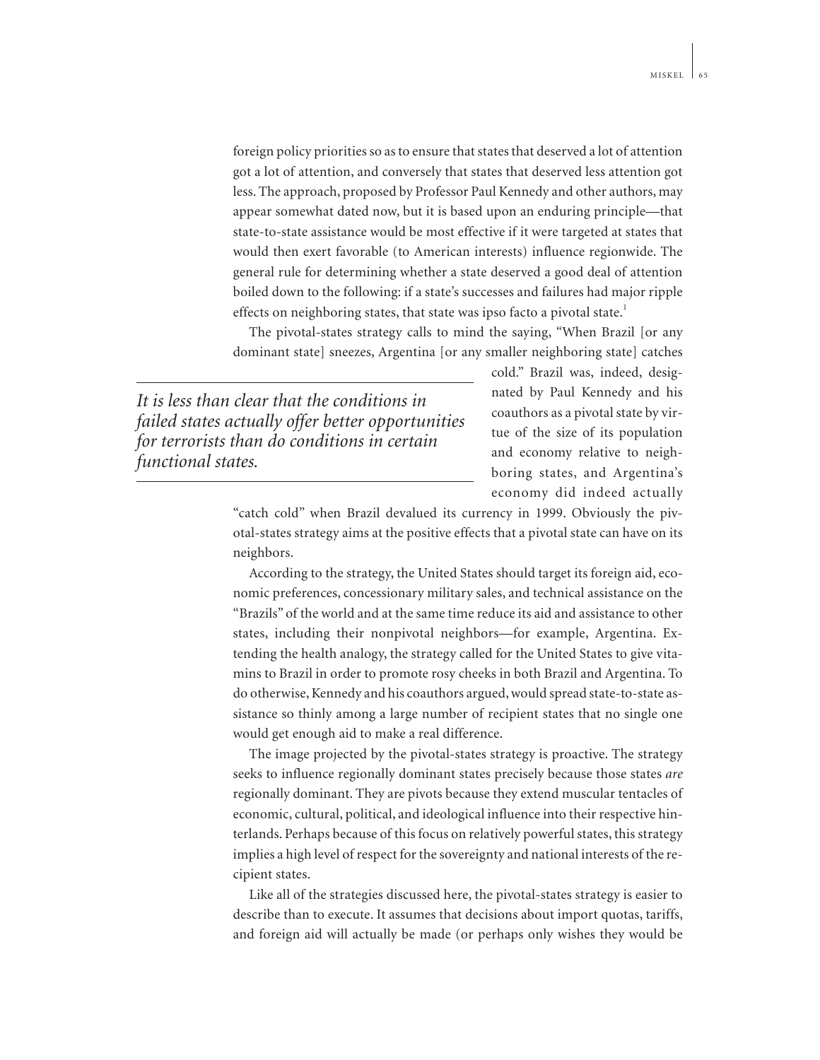foreign policy priorities so as to ensure that states that deserved a lot of attention got a lot of attention, and conversely that states that deserved less attention got less. The approach, proposed by Professor Paul Kennedy and other authors, may appear somewhat dated now, but it is based upon an enduring principle—that state-to-state assistance would be most effective if it were targeted at states that would then exert favorable (to American interests) influence regionwide. The general rule for determining whether a state deserved a good deal of attention boiled down to the following: if a state's successes and failures had major ripple effects on neighboring states, that state was ipso facto a pivotal state.[1]

The pivotal-states strategy calls to mind the saying, "When Brazil [or any dominant state] sneezes, Argentina [or any smaller neighboring state] catches cold." Brazil was, indeed, designated by Paul Kennedy and his coauthors as a pivotal state by virtue of the size of its population and economy relative to neighboring states, and Argentina's economy did indeed actually "catch cold" when Brazil devalued its currency in 1999. Obviously the pivotal-states strategy aims at the positive effects that a pivotal state can have on its neighbors.

*It is less than clear that the conditions in failed states actually offer better opportunities for terrorists than do conditions in certain functional states.*

According to the strategy, the United States should target its foreign aid, economic preferences, concessionary military sales, and technical assistance on the "Brazils" of the world and at the same time reduce its aid and assistance to other states, including their nonpivotal neighbors—for example, Argentina. Extending the health analogy, the strategy called for the United States to give vitamins to Brazil in order to promote rosy cheeks in both Brazil and Argentina. To do otherwise, Kennedy and his coauthors argued, would spread state-to-state assistance so thinly among a large number of recipient states that no single one would get enough aid to make a real difference.

The image projected by the pivotal-states strategy is proactive. The strategy seeks to influence regionally dominant states precisely because those states *are* regionally dominant. They are pivots because they extend muscular tentacles of economic, cultural, political, and ideological influence into their respective hinterlands. Perhaps because of this focus on relatively powerful states, this strategy implies a high level of respect for the sovereignty and national interests of the recipient states.

Like all of the strategies discussed here, the pivotal-states strategy is easier to describe than to execute. It assumes that decisions about import quotas, tariffs, and foreign aid will actually be made (or perhaps only wishes they would be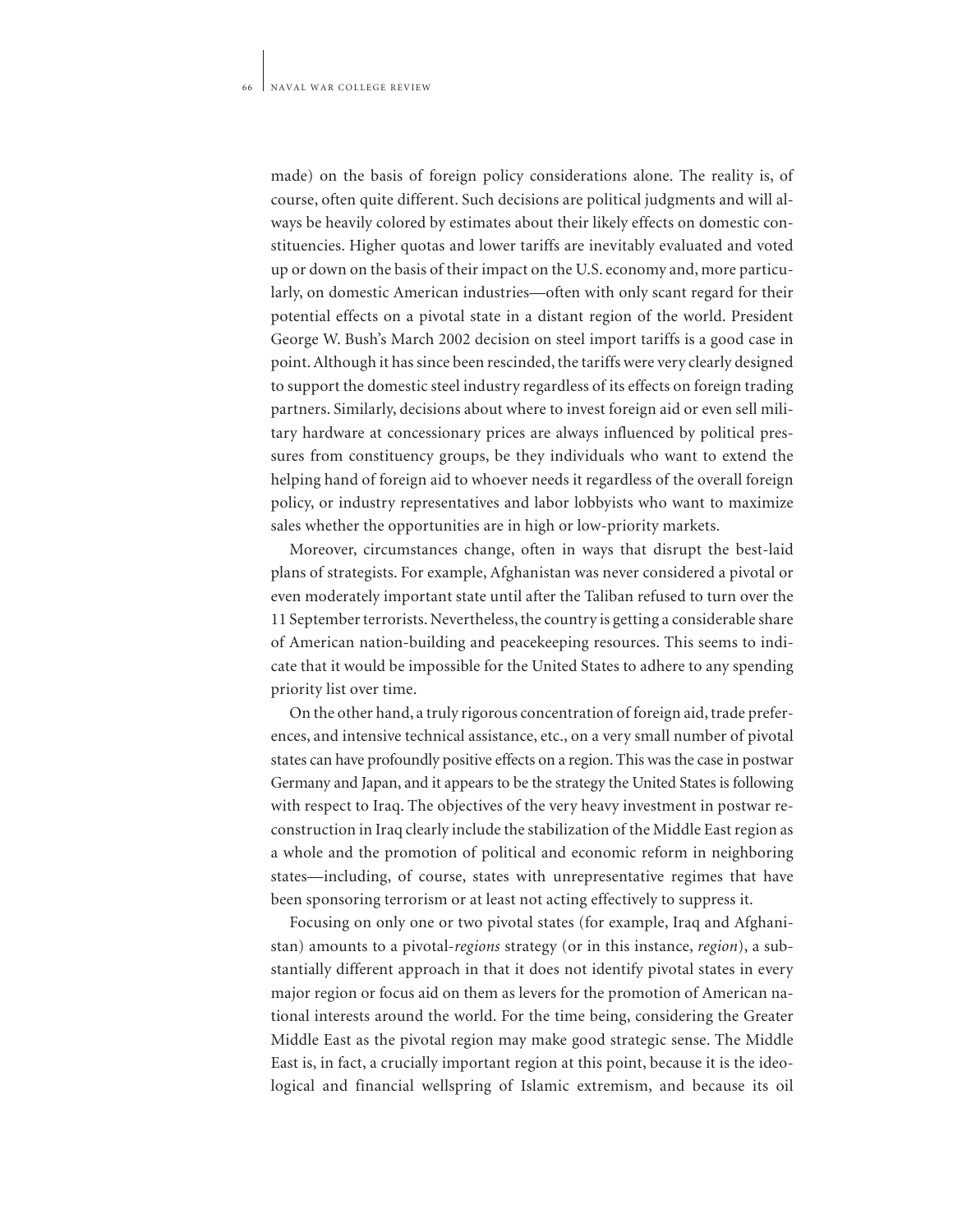made) on the basis of foreign policy considerations alone. The reality is, of course, often quite different. Such decisions are political judgments and will always be heavily colored by estimates about their likely effects on domestic constituencies. Higher quotas and lower tariffs are inevitably evaluated and voted up or down on the basis of their impact on the U.S. economy and, more particularly, on domestic American industries—often with only scant regard for their potential effects on a pivotal state in a distant region of the world. President George W. Bush's March 2002 decision on steel import tariffs is a good case in point. Although it has since been rescinded, the tariffs were very clearly designed to support the domestic steel industry regardless of its effects on foreign trading partners. Similarly, decisions about where to invest foreign aid or even sell military hardware at concessionary prices are always influenced by political pressures from constituency groups, be they individuals who want to extend the helping hand of foreign aid to whoever needs it regardless of the overall foreign policy, or industry representatives and labor lobbyists who want to maximize sales whether the opportunities are in high or low-priority markets.

Moreover, circumstances change, often in ways that disrupt the best-laid plans of strategists. For example, Afghanistan was never considered a pivotal or even moderately important state until after the Taliban refused to turn over the 11 September terrorists. Nevertheless, the country is getting a considerable share of American nation-building and peacekeeping resources. This seems to indicate that it would be impossible for the United States to adhere to any spending priority list over time.

On the other hand, a truly rigorous concentration of foreign aid, trade preferences, and intensive technical assistance, etc., on a very small number of pivotal states can have profoundly positive effects on a region. This was the case in postwar Germany and Japan, and it appears to be the strategy the United States is following with respect to Iraq. The objectives of the very heavy investment in postwar reconstruction in Iraq clearly include the stabilization of the Middle East region as a whole and the promotion of political and economic reform in neighboring states—including, of course, states with unrepresentative regimes that have been sponsoring terrorism or at least not acting effectively to suppress it.

Focusing on only one or two pivotal states (for example, Iraq and Afghanistan) amounts to a pivotal-*regions* strategy (or in this instance, *region*), a substantially different approach in that it does not identify pivotal states in every major region or focus aid on them as levers for the promotion of American national interests around the world. For the time being, considering the Greater Middle East as the pivotal region may make good strategic sense. The Middle East is, in fact, a crucially important region at this point, because it is the ideological and financial wellspring of Islamic extremism, and because its oil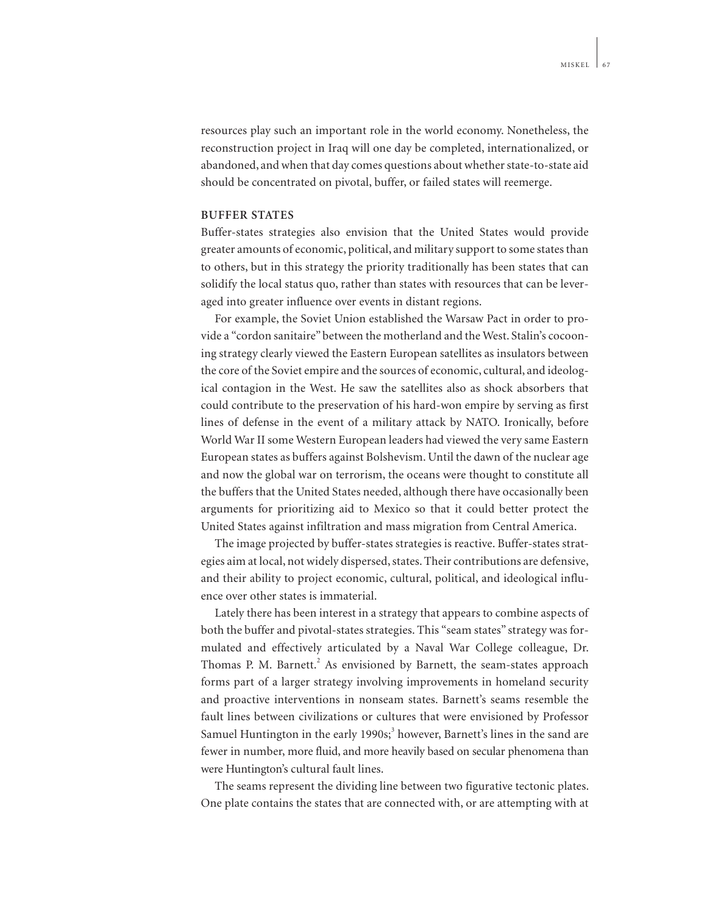resources play such an important role in the world economy. Nonetheless, the reconstruction project in Iraq will one day be completed, internationalized, or abandoned, and when that day comes questions about whether state-to-state aid should be concentrated on pivotal, buffer, or failed states will reemerge.

## BUFFER STATES

Buffer-states strategies also envision that the United States would provide greater amounts of economic, political, and military support to some states than to others, but in this strategy the priority traditionally has been states that can solidify the local status quo, rather than states with resources that can be leveraged into greater influence over events in distant regions.

For example, the Soviet Union established the Warsaw Pact in order to provide a "cordon sanitaire" between the motherland and the West. Stalin's cocooning strategy clearly viewed the Eastern European satellites as insulators between the core of the Soviet empire and the sources of economic, cultural, and ideological contagion in the West. He saw the satellites also as shock absorbers that could contribute to the preservation of his hard-won empire by serving as first lines of defense in the event of a military attack by NATO. Ironically, before World War II some Western European leaders had viewed the very same Eastern European states as buffers against Bolshevism. Until the dawn of the nuclear age and now the global war on terrorism, the oceans were thought to constitute all the buffers that the United States needed, although there have occasionally been arguments for prioritizing aid to Mexico so that it could better protect the United States against infiltration and mass migration from Central America.

The image projected by buffer-states strategies is reactive. Buffer-states strategies aim at local, not widely dispersed, states. Their contributions are defensive, and their ability to project economic, cultural, political, and ideological influence over other states is immaterial.

Lately there has been interest in a strategy that appears to combine aspects of both the buffer and pivotal-states strategies. This "seam states" strategy was formulated and effectively articulated by a Naval War College colleague, Dr. Thomas P. M. Barnett.[2] As envisioned by Barnett, the seam-states approach forms part of a larger strategy involving improvements in homeland security and proactive interventions in nonseam states. Barnett's seams resemble the fault lines between civilizations or cultures that were envisioned by Professor Samuel Huntington in the early 1990s;[3] however, Barnett's lines in the sand are fewer in number, more fluid, and more heavily based on secular phenomena than were Huntington's cultural fault lines.

The seams represent the dividing line between two figurative tectonic plates. One plate contains the states that are connected with, or are attempting with at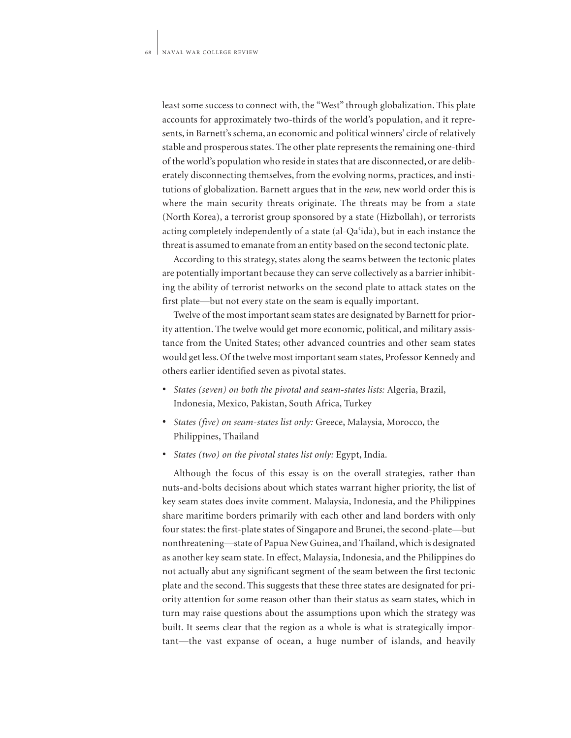least some success to connect with, the "West" through globalization. This plate accounts for approximately two-thirds of the world's population, and it represents, in Barnett's schema, an economic and political winners' circle of relatively stable and prosperous states. The other plate represents the remaining one-third of the world's population who reside in states that are disconnected, or are deliberately disconnecting themselves, from the evolving norms, practices, and institutions of globalization. Barnett argues that in the *new,* new world order this is where the main security threats originate. The threats may be from a state (North Korea), a terrorist group sponsored by a state (Hizbollah), or terrorists acting completely independently of a state (al-Qa'ida), but in each instance the threat is assumed to emanate from an entity based on the second tectonic plate.

According to this strategy, states along the seams between the tectonic plates are potentially important because they can serve collectively as a barrier inhibiting the ability of terrorist networks on the second plate to attack states on the first plate—but not every state on the seam is equally important.

Twelve of the most important seam states are designated by Barnett for priority attention. The twelve would get more economic, political, and military assistance from the United States; other advanced countries and other seam states would get less. Of the twelve most important seam states, Professor Kennedy and others earlier identified seven as pivotal states.

- *States (seven) on both the pivotal and seam-states lists:* Algeria, Brazil, Indonesia, Mexico, Pakistan, South Africa, Turkey
- *States (five) on seam-states list only:* Greece, Malaysia, Morocco, the Philippines, Thailand
- *States (two) on the pivotal states list only:* Egypt, India.

Although the focus of this essay is on the overall strategies, rather than nuts-and-bolts decisions about which states warrant higher priority, the list of key seam states does invite comment. Malaysia, Indonesia, and the Philippines share maritime borders primarily with each other and land borders with only four states: the first-plate states of Singapore and Brunei, the second-plate—but nonthreatening—state of Papua New Guinea, and Thailand, which is designated as another key seam state. In effect, Malaysia, Indonesia, and the Philippines do not actually abut any significant segment of the seam between the first tectonic plate and the second. This suggests that these three states are designated for priority attention for some reason other than their status as seam states, which in turn may raise questions about the assumptions upon which the strategy was built. It seems clear that the region as a whole is what is strategically important—the vast expanse of ocean, a huge number of islands, and heavily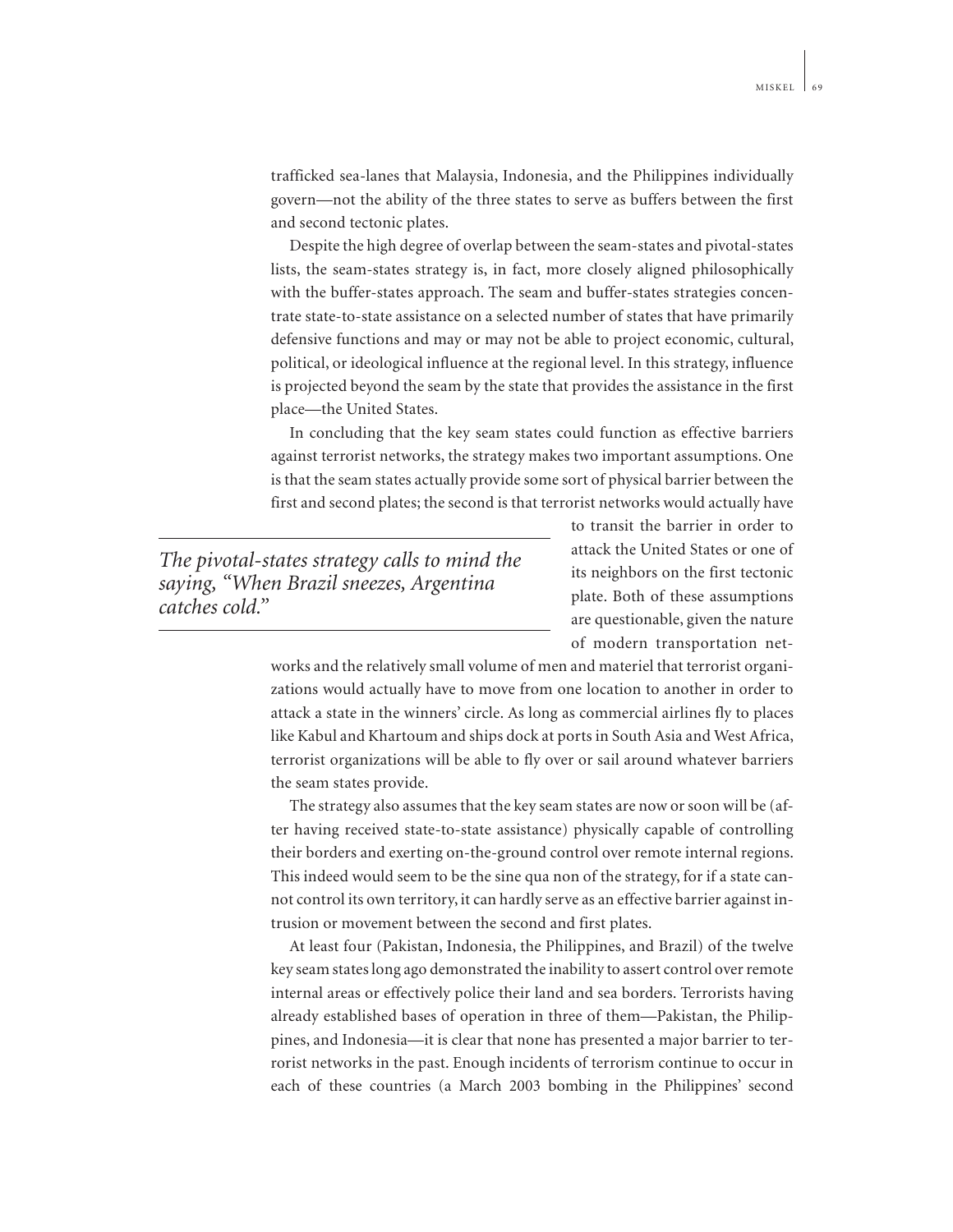trafficked sea-lanes that Malaysia, Indonesia, and the Philippines individually govern—not the ability of the three states to serve as buffers between the first and second tectonic plates.

Despite the high degree of overlap between the seam-states and pivotal-states lists, the seam-states strategy is, in fact, more closely aligned philosophically with the buffer-states approach. The seam and buffer-states strategies concentrate state-to-state assistance on a selected number of states that have primarily defensive functions and may or may not be able to project economic, cultural, political, or ideological influence at the regional level. In this strategy, influence is projected beyond the seam by the state that provides the assistance in the first place—the United States.

In concluding that the key seam states could function as effective barriers against terrorist networks, the strategy makes two important assumptions. One is that the seam states actually provide some sort of physical barrier between the first and second plates; the second is that terrorist networks would actually have to transit the barrier in order to attack the United States or one of its neighbors on the first tectonic plate. Both of these assumptions are questionable, given the nature of modern transportation networks and the relatively small volume of men and materiel that terrorist organizations would actually have to move from one location to another in order to attack a state in the winners' circle. As long as commercial airlines fly to places like Kabul and Khartoum and ships dock at ports in South Asia and West Africa, terrorist organizations will be able to fly over or sail around whatever barriers the seam states provide.

*The pivotal-states strategy calls to mind the saying, "When Brazil sneezes, Argentina catches cold."*

The strategy also assumes that the key seam states are now or soon will be (after having received state-to-state assistance) physically capable of controlling their borders and exerting on-the-ground control over remote internal regions. This indeed would seem to be the sine qua non of the strategy, for if a state cannot control its own territory, it can hardly serve as an effective barrier against intrusion or movement between the second and first plates.

At least four (Pakistan, Indonesia, the Philippines, and Brazil) of the twelve key seam states long ago demonstrated the inability to assert control over remote internal areas or effectively police their land and sea borders. Terrorists having already established bases of operation in three of them—Pakistan, the Philippines, and Indonesia—it is clear that none has presented a major barrier to terrorist networks in the past. Enough incidents of terrorism continue to occur in each of these countries (a March 2003 bombing in the Philippines' second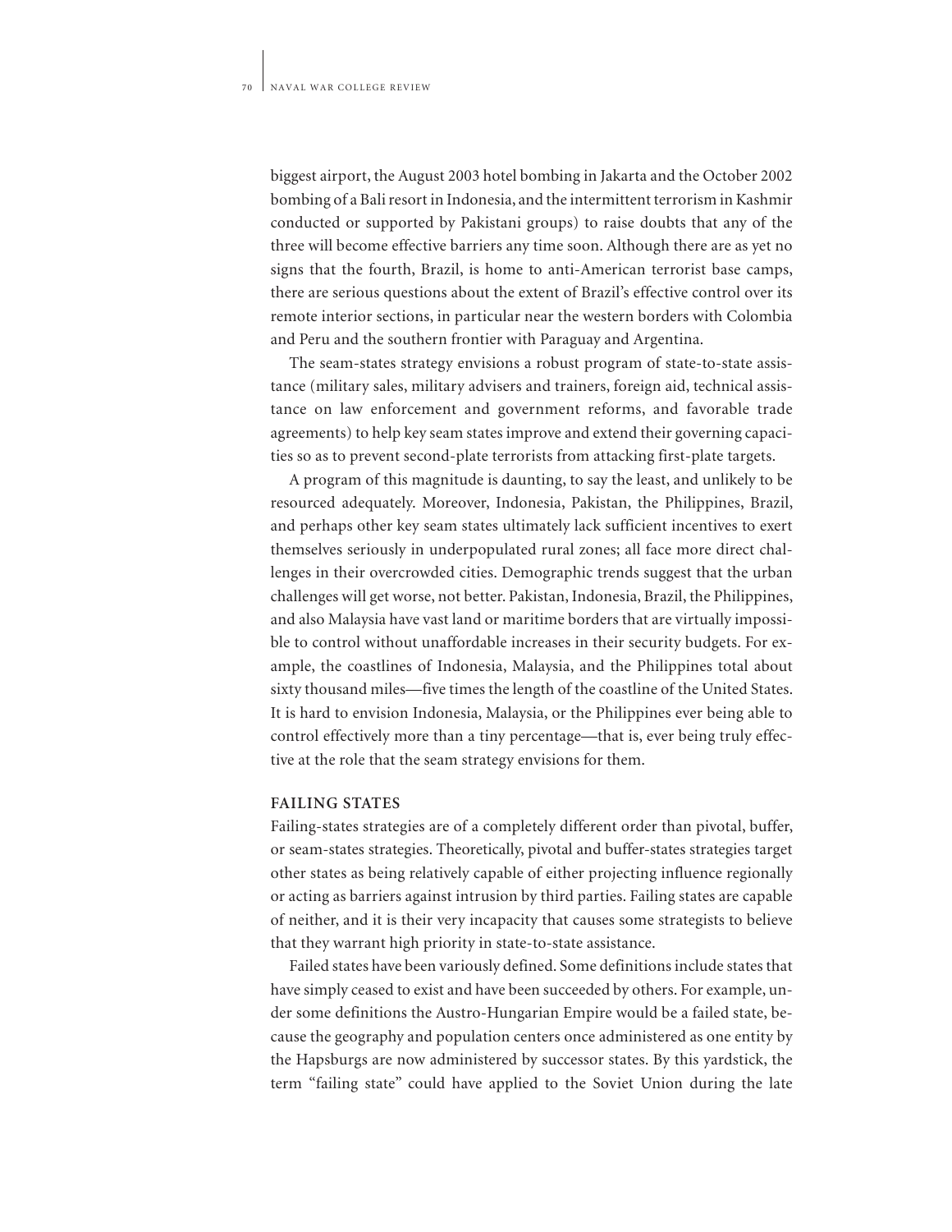biggest airport, the August 2003 hotel bombing in Jakarta and the October 2002 bombing of a Bali resort in Indonesia, and the intermittent terrorism in Kashmir conducted or supported by Pakistani groups) to raise doubts that any of the three will become effective barriers any time soon. Although there are as yet no signs that the fourth, Brazil, is home to anti-American terrorist base camps, there are serious questions about the extent of Brazil's effective control over its remote interior sections, in particular near the western borders with Colombia and Peru and the southern frontier with Paraguay and Argentina.

The seam-states strategy envisions a robust program of state-to-state assistance (military sales, military advisers and trainers, foreign aid, technical assistance on law enforcement and government reforms, and favorable trade agreements) to help key seam states improve and extend their governing capacities so as to prevent second-plate terrorists from attacking first-plate targets.

A program of this magnitude is daunting, to say the least, and unlikely to be resourced adequately. Moreover, Indonesia, Pakistan, the Philippines, Brazil, and perhaps other key seam states ultimately lack sufficient incentives to exert themselves seriously in underpopulated rural zones; all face more direct challenges in their overcrowded cities. Demographic trends suggest that the urban challenges will get worse, not better. Pakistan, Indonesia, Brazil, the Philippines, and also Malaysia have vast land or maritime borders that are virtually impossible to control without unaffordable increases in their security budgets. For example, the coastlines of Indonesia, Malaysia, and the Philippines total about sixty thousand miles—five times the length of the coastline of the United States. It is hard to envision Indonesia, Malaysia, or the Philippines ever being able to control effectively more than a tiny percentage—that is, ever being truly effective at the role that the seam strategy envisions for them.

## FAILING STATES

Failing-states strategies are of a completely different order than pivotal, buffer, or seam-states strategies. Theoretically, pivotal and buffer-states strategies target other states as being relatively capable of either projecting influence regionally or acting as barriers against intrusion by third parties. Failing states are capable of neither, and it is their very incapacity that causes some strategists to believe that they warrant high priority in state-to-state assistance.

Failed states have been variously defined. Some definitions include states that have simply ceased to exist and have been succeeded by others. For example, under some definitions the Austro-Hungarian Empire would be a failed state, because the geography and population centers once administered as one entity by the Hapsburgs are now administered by successor states. By this yardstick, the term "failing state" could have applied to the Soviet Union during the late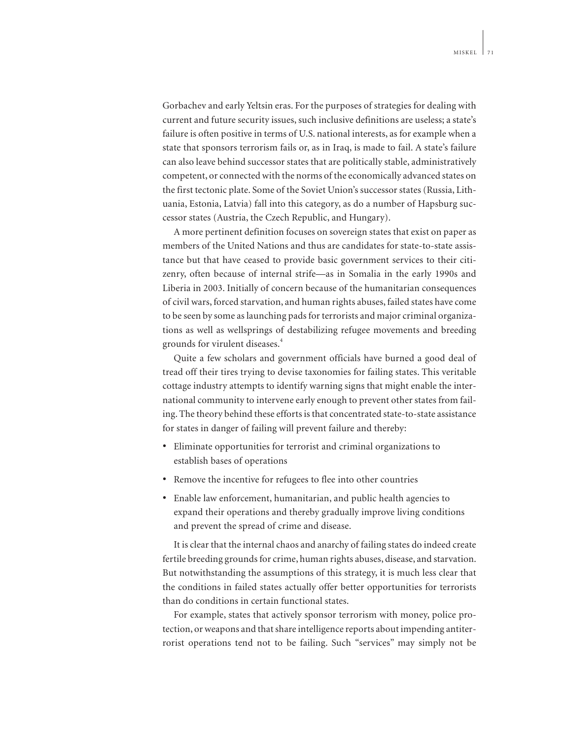Gorbachev and early Yeltsin eras. For the purposes of strategies for dealing with current and future security issues, such inclusive definitions are useless; a state's failure is often positive in terms of U.S. national interests, as for example when a state that sponsors terrorism fails or, as in Iraq, is made to fail. A state's failure can also leave behind successor states that are politically stable, administratively competent, or connected with the norms of the economically advanced states on the first tectonic plate. Some of the Soviet Union's successor states (Russia, Lithuania, Estonia, Latvia) fall into this category, as do a number of Hapsburg successor states (Austria, the Czech Republic, and Hungary).

A more pertinent definition focuses on sovereign states that exist on paper as members of the United Nations and thus are candidates for state-to-state assistance but that have ceased to provide basic government services to their citizenry, often because of internal strife—as in Somalia in the early 1990s and Liberia in 2003. Initially of concern because of the humanitarian consequences of civil wars, forced starvation, and human rights abuses, failed states have come to be seen by some as launching pads for terrorists and major criminal organizations as well as wellsprings of destabilizing refugee movements and breeding grounds for virulent diseases.[4]

Quite a few scholars and government officials have burned a good deal of tread off their tires trying to devise taxonomies for failing states. This veritable cottage industry attempts to identify warning signs that might enable the international community to intervene early enough to prevent other states from failing. The theory behind these efforts is that concentrated state-to-state assistance for states in danger of failing will prevent failure and thereby:

- Eliminate opportunities for terrorist and criminal organizations to establish bases of operations
- Remove the incentive for refugees to flee into other countries
- Enable law enforcement, humanitarian, and public health agencies to expand their operations and thereby gradually improve living conditions and prevent the spread of crime and disease.

It is clear that the internal chaos and anarchy of failing states do indeed create fertile breeding grounds for crime, human rights abuses, disease, and starvation. But notwithstanding the assumptions of this strategy, it is much less clear that the conditions in failed states actually offer better opportunities for terrorists than do conditions in certain functional states.

For example, states that actively sponsor terrorism with money, police protection, or weapons and that share intelligence reports about impending antiterrorist operations tend not to be failing. Such "services" may simply not be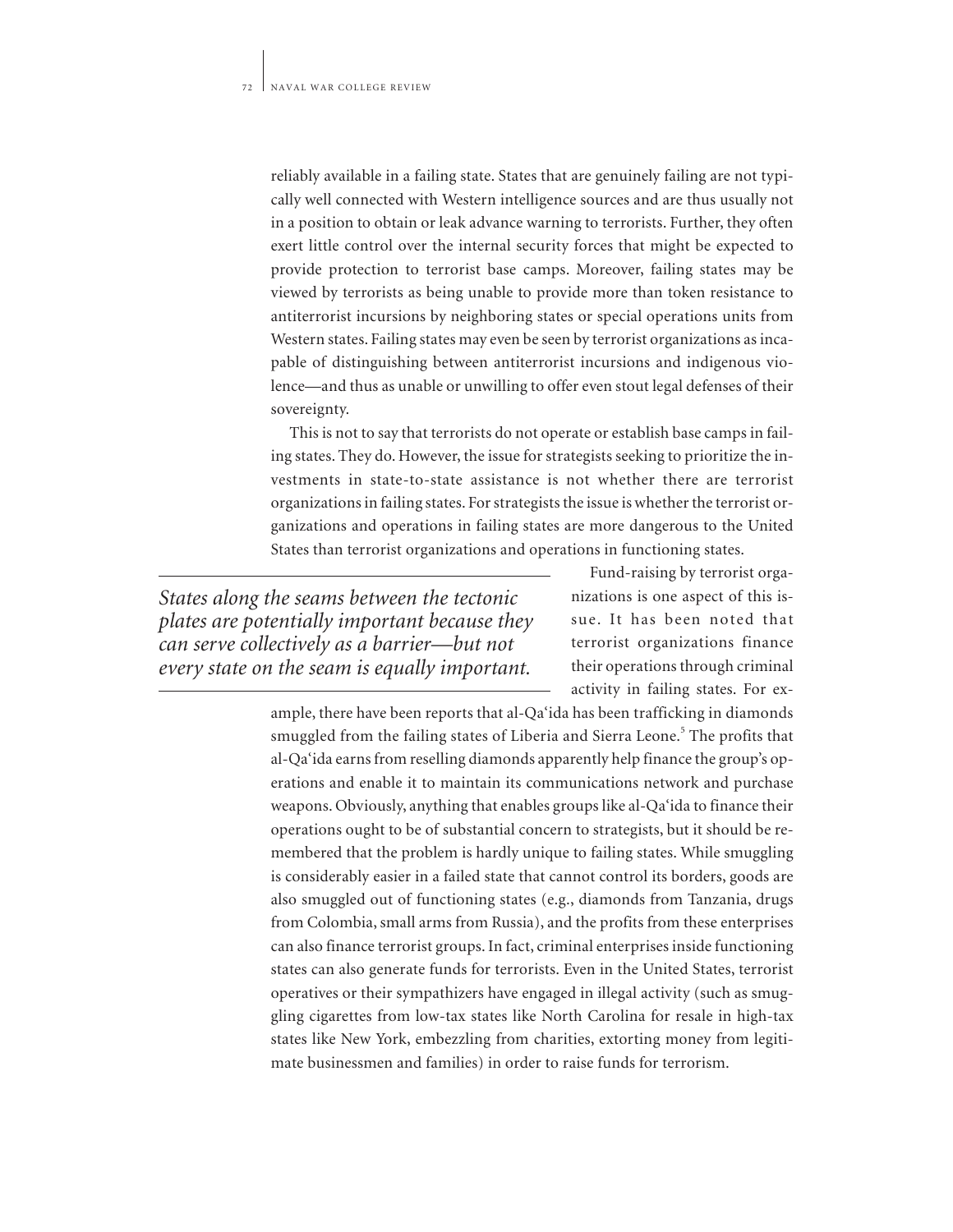reliably available in a failing state. States that are genuinely failing are not typically well connected with Western intelligence sources and are thus usually not in a position to obtain or leak advance warning to terrorists. Further, they often exert little control over the internal security forces that might be expected to provide protection to terrorist base camps. Moreover, failing states may be viewed by terrorists as being unable to provide more than token resistance to antiterrorist incursions by neighboring states or special operations units from Western states. Failing states may even be seen by terrorist organizations as incapable of distinguishing between antiterrorist incursions and indigenous violence—and thus as unable or unwilling to offer even stout legal defenses of their sovereignty.

This is not to say that terrorists do not operate or establish base camps in failing states. They do. However, the issue for strategists seeking to prioritize the investments in state-to-state assistance is not whether there are terrorist organizations in failing states. For strategists the issue is whether the terrorist organizations and operations in failing states are more dangerous to the United States than terrorist organizations and operations in functioning states.

> *States along the seams between the tectonic plates are potentially important because they can serve collectively as a barrier—but not every state on the seam is equally important.*

Fund-raising by terrorist organizations is one aspect of this issue. It has been noted that terrorist organizations finance their operations through criminal activity in failing states. For example, there have been reports that al-Qa'ida has been trafficking in diamonds smuggled from the failing states of Liberia and Sierra Leone.[5] The profits that al-Qa'ida earns from reselling diamonds apparently help finance the group's operations and enable it to maintain its communications network and purchase weapons. Obviously, anything that enables groups like al-Qa'ida to finance their operations ought to be of substantial concern to strategists, but it should be remembered that the problem is hardly unique to failing states. While smuggling is considerably easier in a failed state that cannot control its borders, goods are also smuggled out of functioning states (e.g., diamonds from Tanzania, drugs from Colombia, small arms from Russia), and the profits from these enterprises can also finance terrorist groups. In fact, criminal enterprises inside functioning states can also generate funds for terrorists. Even in the United States, terrorist operatives or their sympathizers have engaged in illegal activity (such as smuggling cigarettes from low-tax states like North Carolina for resale in high-tax states like New York, embezzling from charities, extorting money from legitimate businessmen and families) in order to raise funds for terrorism.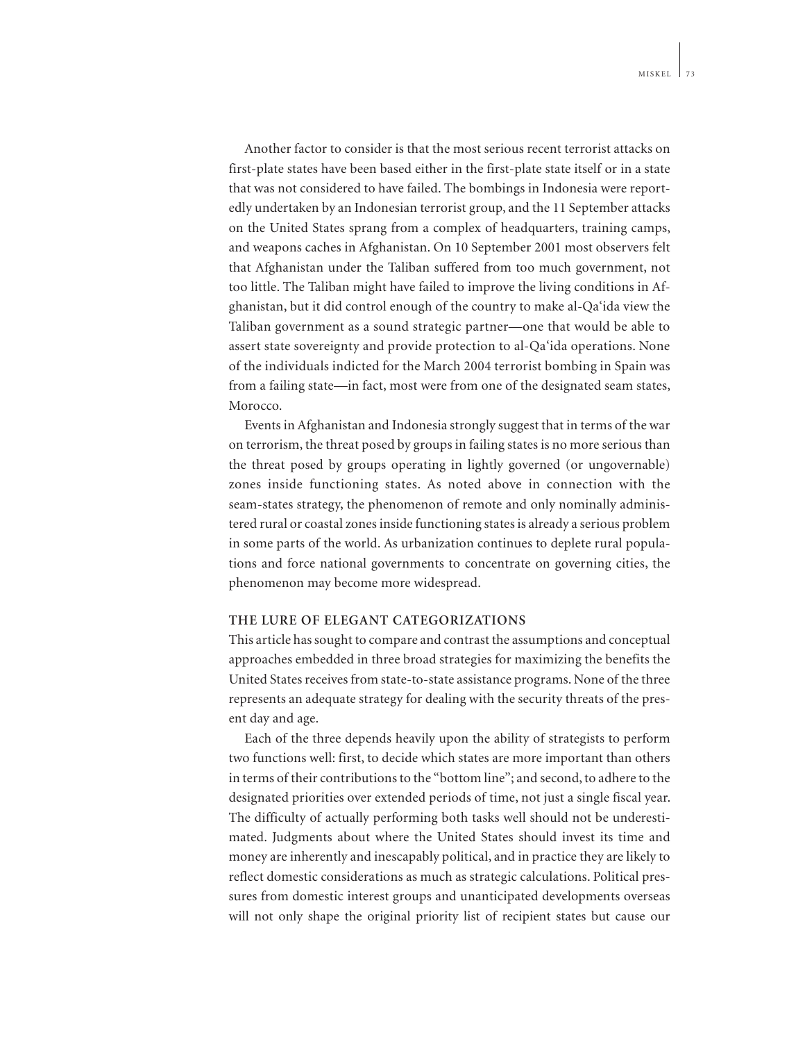Another factor to consider is that the most serious recent terrorist attacks on first-plate states have been based either in the first-plate state itself or in a state that was not considered to have failed. The bombings in Indonesia were reportedly undertaken by an Indonesian terrorist group, and the 11 September attacks on the United States sprang from a complex of headquarters, training camps, and weapons caches in Afghanistan. On 10 September 2001 most observers felt that Afghanistan under the Taliban suffered from too much government, not too little. The Taliban might have failed to improve the living conditions in Afghanistan, but it did control enough of the country to make al-Qa'ida view the Taliban government as a sound strategic partner—one that would be able to assert state sovereignty and provide protection to al-Qa'ida operations. None of the individuals indicted for the March 2004 terrorist bombing in Spain was from a failing state—in fact, most were from one of the designated seam states, Morocco.

Events in Afghanistan and Indonesia strongly suggest that in terms of the war on terrorism, the threat posed by groups in failing states is no more serious than the threat posed by groups operating in lightly governed (or ungovernable) zones inside functioning states. As noted above in connection with the seam-states strategy, the phenomenon of remote and only nominally administered rural or coastal zones inside functioning states is already a serious problem in some parts of the world. As urbanization continues to deplete rural populations and force national governments to concentrate on governing cities, the phenomenon may become more widespread.

## THE LURE OF ELEGANT CATEGORIZATIONS

This article has sought to compare and contrast the assumptions and conceptual approaches embedded in three broad strategies for maximizing the benefits the United States receives from state-to-state assistance programs. None of the three represents an adequate strategy for dealing with the security threats of the present day and age.

Each of the three depends heavily upon the ability of strategists to perform two functions well: first, to decide which states are more important than others in terms of their contributions to the "bottom line"; and second, to adhere to the designated priorities over extended periods of time, not just a single fiscal year. The difficulty of actually performing both tasks well should not be underestimated. Judgments about where the United States should invest its time and money are inherently and inescapably political, and in practice they are likely to reflect domestic considerations as much as strategic calculations. Political pressures from domestic interest groups and unanticipated developments overseas will not only shape the original priority list of recipient states but cause our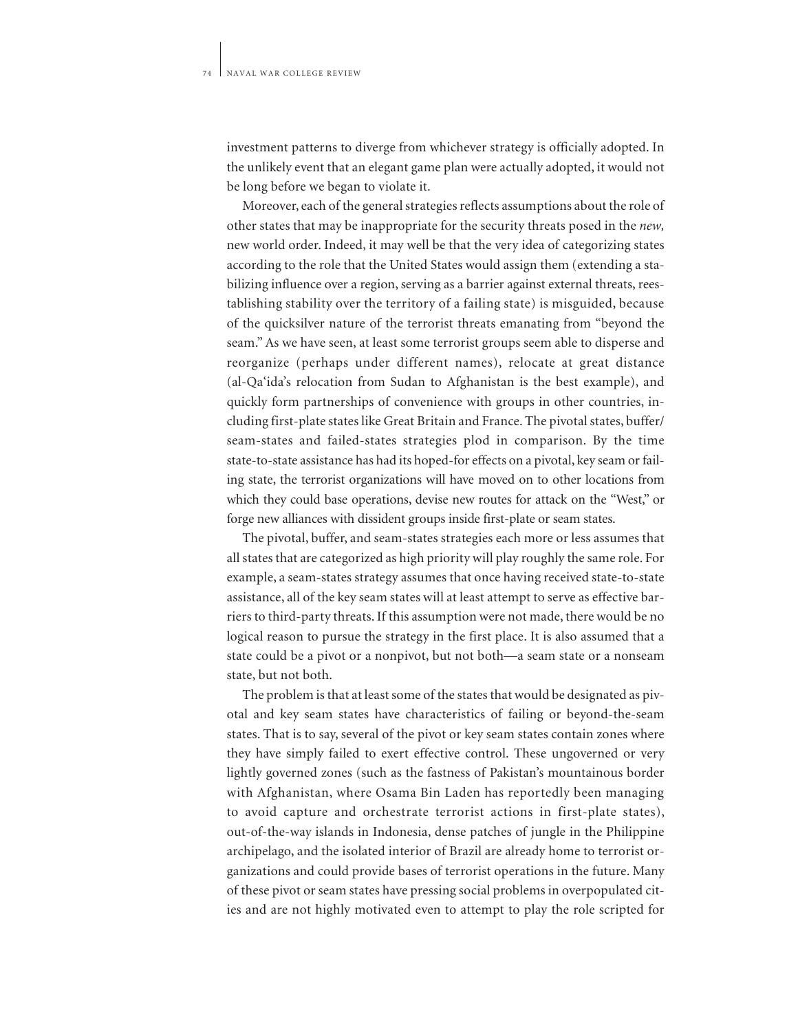investment patterns to diverge from whichever strategy is officially adopted. In the unlikely event that an elegant game plan were actually adopted, it would not be long before we began to violate it.

Moreover, each of the general strategies reflects assumptions about the role of other states that may be inappropriate for the security threats posed in the *new,* new world order. Indeed, it may well be that the very idea of categorizing states according to the role that the United States would assign them (extending a stabilizing influence over a region, serving as a barrier against external threats, reestablishing stability over the territory of a failing state) is misguided, because of the quicksilver nature of the terrorist threats emanating from "beyond the seam." As we have seen, at least some terrorist groups seem able to disperse and reorganize (perhaps under different names), relocate at great distance (al-Qa'ida's relocation from Sudan to Afghanistan is the best example), and quickly form partnerships of convenience with groups in other countries, including first-plate states like Great Britain and France. The pivotal states, buffer/seam-states and failed-states strategies plod in comparison. By the time state-to-state assistance has had its hoped-for effects on a pivotal, key seam or failing state, the terrorist organizations will have moved on to other locations from which they could base operations, devise new routes for attack on the "West," or forge new alliances with dissident groups inside first-plate or seam states.

The pivotal, buffer, and seam-states strategies each more or less assumes that all states that are categorized as high priority will play roughly the same role. For example, a seam-states strategy assumes that once having received state-to-state assistance, all of the key seam states will at least attempt to serve as effective barriers to third-party threats. If this assumption were not made, there would be no logical reason to pursue the strategy in the first place. It is also assumed that a state could be a pivot or a nonpivot, but not both—a seam state or a nonseam state, but not both.

The problem is that at least some of the states that would be designated as pivotal and key seam states have characteristics of failing or beyond-the-seam states. That is to say, several of the pivot or key seam states contain zones where they have simply failed to exert effective control. These ungoverned or very lightly governed zones (such as the fastness of Pakistan's mountainous border with Afghanistan, where Osama Bin Laden has reportedly been managing to avoid capture and orchestrate terrorist actions in first-plate states), out-of-the-way islands in Indonesia, dense patches of jungle in the Philippine archipelago, and the isolated interior of Brazil are already home to terrorist organizations and could provide bases of terrorist operations in the future. Many of these pivot or seam states have pressing social problems in overpopulated cities and are not highly motivated even to attempt to play the role scripted for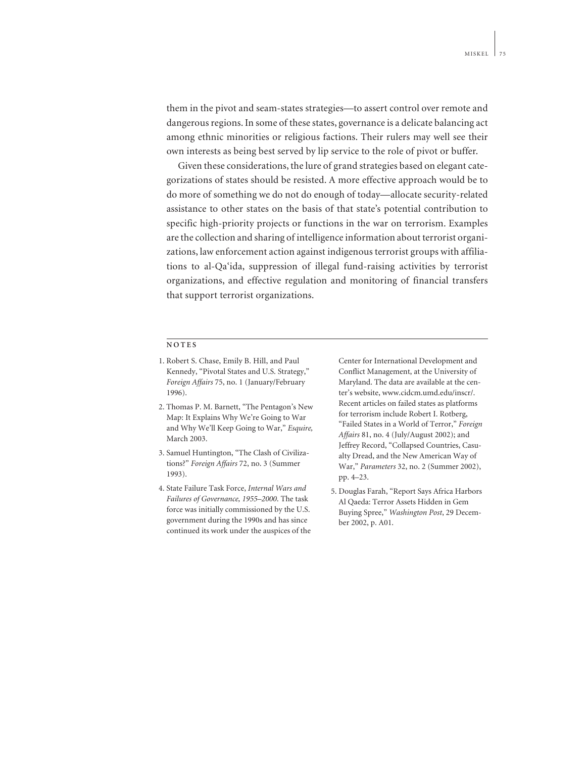them in the pivot and seam-states strategies—to assert control over remote and dangerous regions. In some of these states, governance is a delicate balancing act among ethnic minorities or religious factions. Their rulers may well see their own interests as being best served by lip service to the role of pivot or buffer.

Given these considerations, the lure of grand strategies based on elegant categorizations of states should be resisted. A more effective approach would be to do more of something we do not do enough of today—allocate security-related assistance to other states on the basis of that state's potential contribution to specific high-priority projects or functions in the war on terrorism. Examples are the collection and sharing of intelligence information about terrorist organizations, law enforcement action against indigenous terrorist groups with affiliations to al-Qa'ida, suppression of illegal fund-raising activities by terrorist organizations, and effective regulation and monitoring of financial transfers that support terrorist organizations.

## NOTES

1. Robert S. Chase, Emily B. Hill, and Paul Kennedy, "Pivotal States and U.S. Strategy," *Foreign Affairs* 75, no. 1 (January/February 1996).
2. Thomas P. M. Barnett, "The Pentagon's New Map: It Explains Why We're Going to War and Why We'll Keep Going to War," *Esquire,* March 2003.
3. Samuel Huntington, "The Clash of Civilizations?" *Foreign Affairs* 72, no. 3 (Summer 1993).
4. State Failure Task Force, *Internal Wars and Failures of Governance, 1955–2000.* The task force was initially commissioned by the U.S. government during the 1990s and has since continued its work under the auspices of the Center for International Development and Conflict Management, at the University of Maryland. The data are available at the center's website, www.cidcm.umd.edu/inscr/. Recent articles on failed states as platforms for terrorism include Robert I. Rotberg, "Failed States in a World of Terror," *Foreign Affairs* 81, no. 4 (July/August 2002); and Jeffrey Record, "Collapsed Countries, Casualty Dread, and the New American Way of War," *Parameters* 32, no. 2 (Summer 2002), pp. 4–23.
5. Douglas Farah, "Report Says Africa Harbors Al Qaeda: Terror Assets Hidden in Gem Buying Spree," *Washington Post*, 29 December 2002, p. A01.